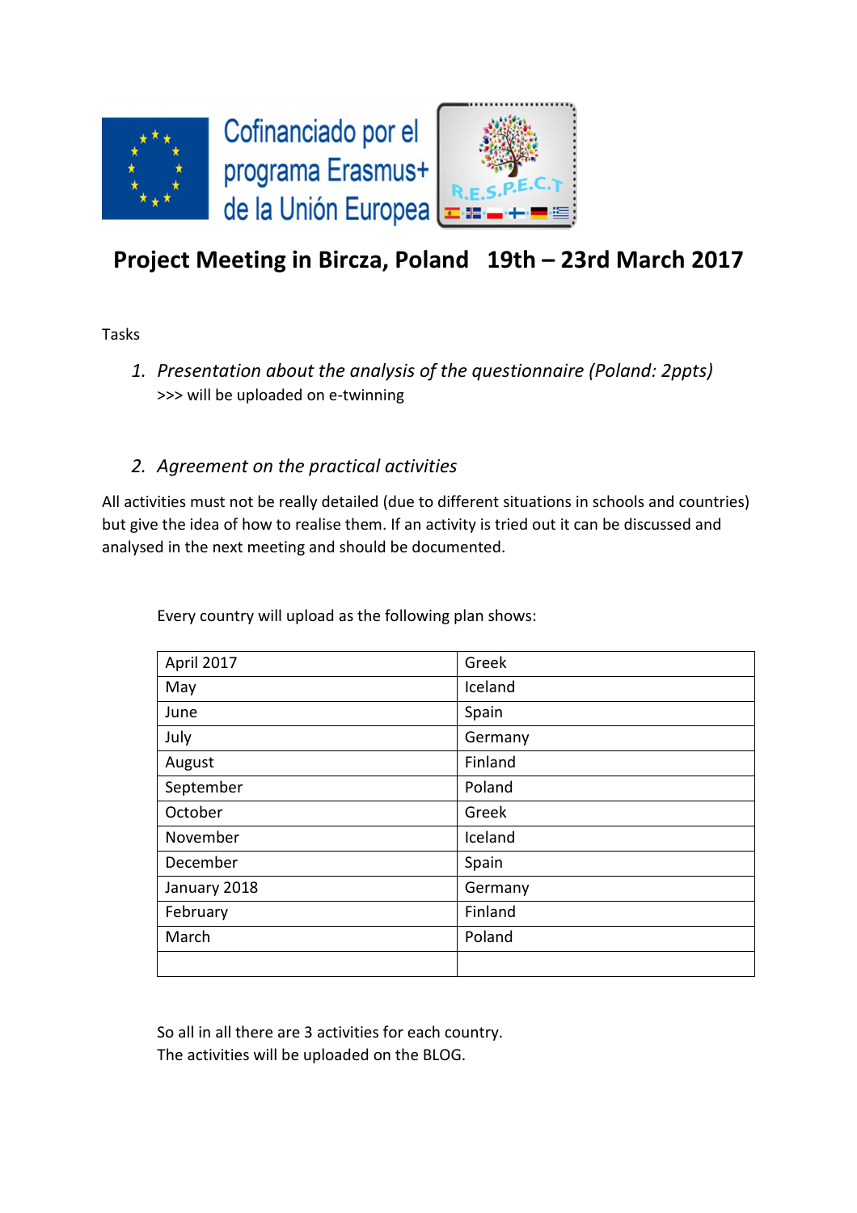Cofinanciado por el programa Erasmus+ de la Unión Europea

R.E.S.P.E.C.T

# Project Meeting in Bircza, Poland   19th – 23rd March 2017

Tasks

1. *Presentation about the analysis of the questionnaire (Poland: 2ppts)*
   >>> will be uploaded on e-twinning

2. *Agreement on the practical activities*

All activities must not be really detailed (due to different situations in schools and countries) but give the idea of how to realise them. If an activity is tried out it can be discussed and analysed in the next meeting and should be documented.

Every country will upload as the following plan shows:

| April 2017 | Greek |
|---|---|
| May | Iceland |
| June | Spain |
| July | Germany |
| August | Finland |
| September | Poland |
| October | Greek |
| November | Iceland |
| December | Spain |
| January 2018 | Germany |
| February | Finland |
| March | Poland |
| | |

So all in all there are 3 activities for each country.
The activities will be uploaded on the BLOG.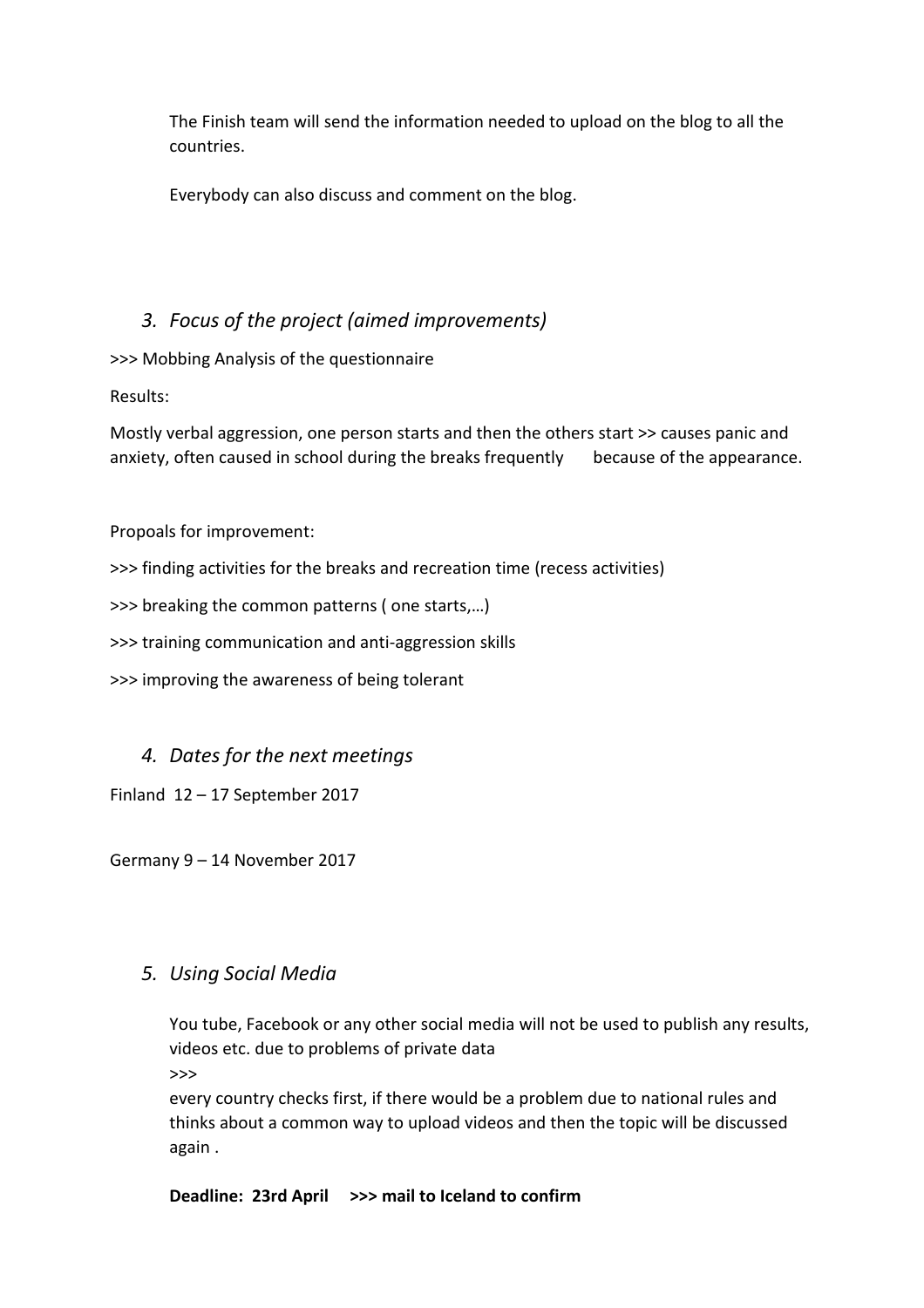The Finish team will send the information needed to upload on the blog to all the countries.

Everybody can also discuss and comment on the blog.

## *3. Focus of the project (aimed improvements)*

>>> Mobbing Analysis of the questionnaire

Results:

Mostly verbal aggression, one person starts and then the others start >> causes panic and anxiety, often caused in school during the breaks frequently because of the appearance.

Propoals for improvement:

>>> finding activities for the breaks and recreation time (recess activities)

>>> breaking the common patterns ( one starts,…)

>>> training communication and anti-aggression skills

>>> improving the awareness of being tolerant

## *4. Dates for the next meetings*

Finland 12 – 17 September 2017

Germany 9 – 14 November 2017

## *5. Using Social Media*

You tube, Facebook or any other social media will not be used to publish any results, videos etc. due to problems of private data

>>>

every country checks first, if there would be a problem due to national rules and thinks about a common way to upload videos and then the topic will be discussed again .

**Deadline: 23rd April >>> mail to Iceland to confirm**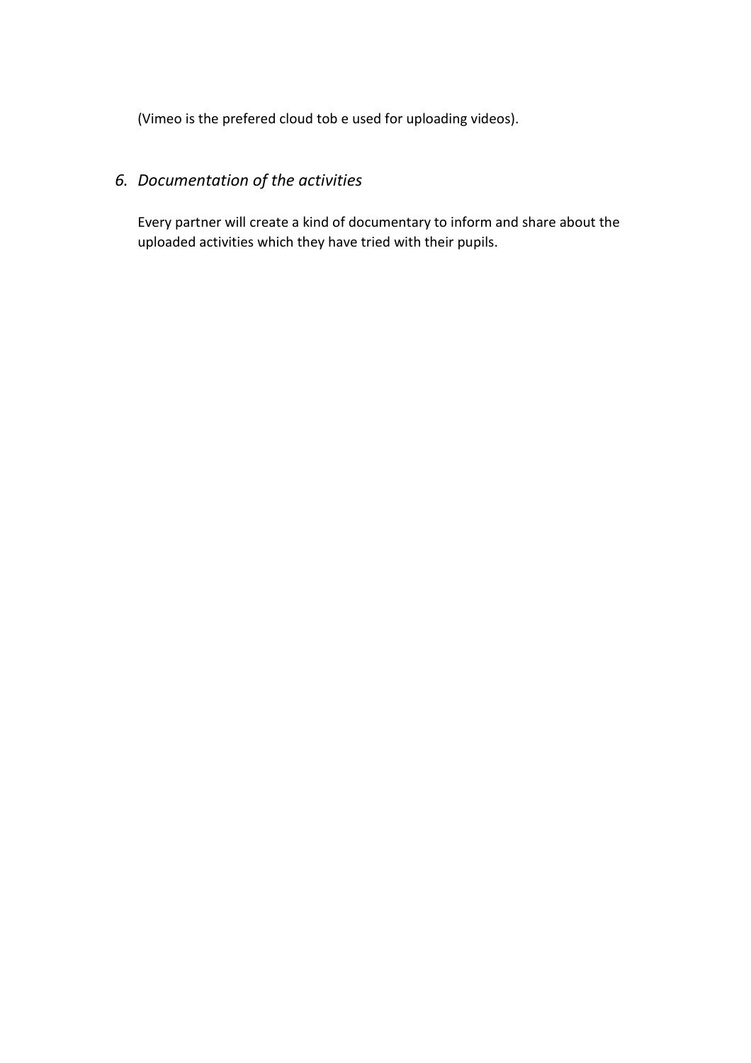(Vimeo is the prefered cloud tob e used for uploading videos).

## *6. Documentation of the activities*

Every partner will create a kind of documentary to inform and share about the uploaded activities which they have tried with their pupils.